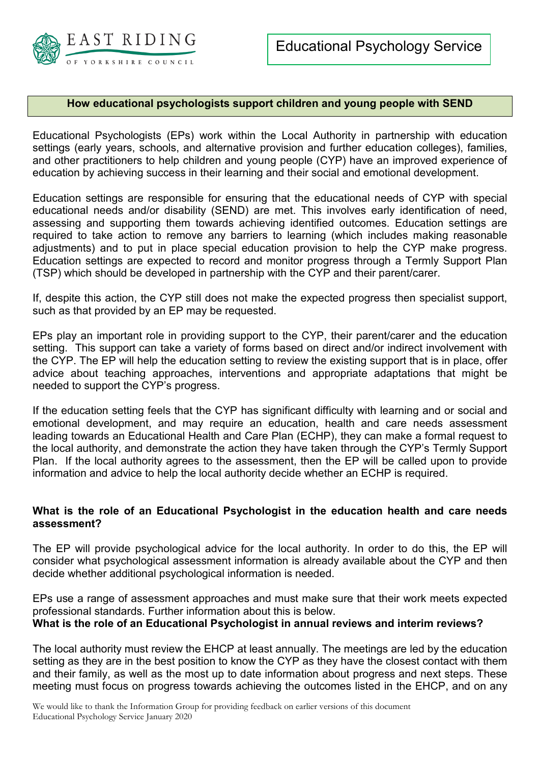EAST RIDING OF YORKSHIRE COUNCIL

Educational Psychology Service

## How educational psychologists support children and young people with SEND

Educational Psychologists (EPs) work within the Local Authority in partnership with education settings (early years, schools, and alternative provision and further education colleges), families, and other practitioners to help children and young people (CYP) have an improved experience of education by achieving success in their learning and their social and emotional development.

Education settings are responsible for ensuring that the educational needs of CYP with special educational needs and/or disability (SEND) are met. This involves early identification of need, assessing and supporting them towards achieving identified outcomes. Education settings are required to take action to remove any barriers to learning (which includes making reasonable adjustments) and to put in place special education provision to help the CYP make progress. Education settings are expected to record and monitor progress through a Termly Support Plan (TSP) which should be developed in partnership with the CYP and their parent/carer.

If, despite this action, the CYP still does not make the expected progress then specialist support, such as that provided by an EP may be requested.

EPs play an important role in providing support to the CYP, their parent/carer and the education setting. This support can take a variety of forms based on direct and/or indirect involvement with the CYP. The EP will help the education setting to review the existing support that is in place, offer advice about teaching approaches, interventions and appropriate adaptations that might be needed to support the CYP's progress.

If the education setting feels that the CYP has significant difficulty with learning and or social and emotional development, and may require an education, health and care needs assessment leading towards an Educational Health and Care Plan (ECHP), they can make a formal request to the local authority, and demonstrate the action they have taken through the CYP's Termly Support Plan. If the local authority agrees to the assessment, then the EP will be called upon to provide information and advice to help the local authority decide whether an ECHP is required.

### What is the role of an Educational Psychologist in the education health and care needs assessment?

The EP will provide psychological advice for the local authority. In order to do this, the EP will consider what psychological assessment information is already available about the CYP and then decide whether additional psychological information is needed.

EPs use a range of assessment approaches and must make sure that their work meets expected professional standards. Further information about this is below.

### What is the role of an Educational Psychologist in annual reviews and interim reviews?

The local authority must review the EHCP at least annually. The meetings are led by the education setting as they are in the best position to know the CYP as they have the closest contact with them and their family, as well as the most up to date information about progress and next steps. These meeting must focus on progress towards achieving the outcomes listed in the EHCP, and on any

We would like to thank the Information Group for providing feedback on earlier versions of this document
Educational Psychology Service January 2020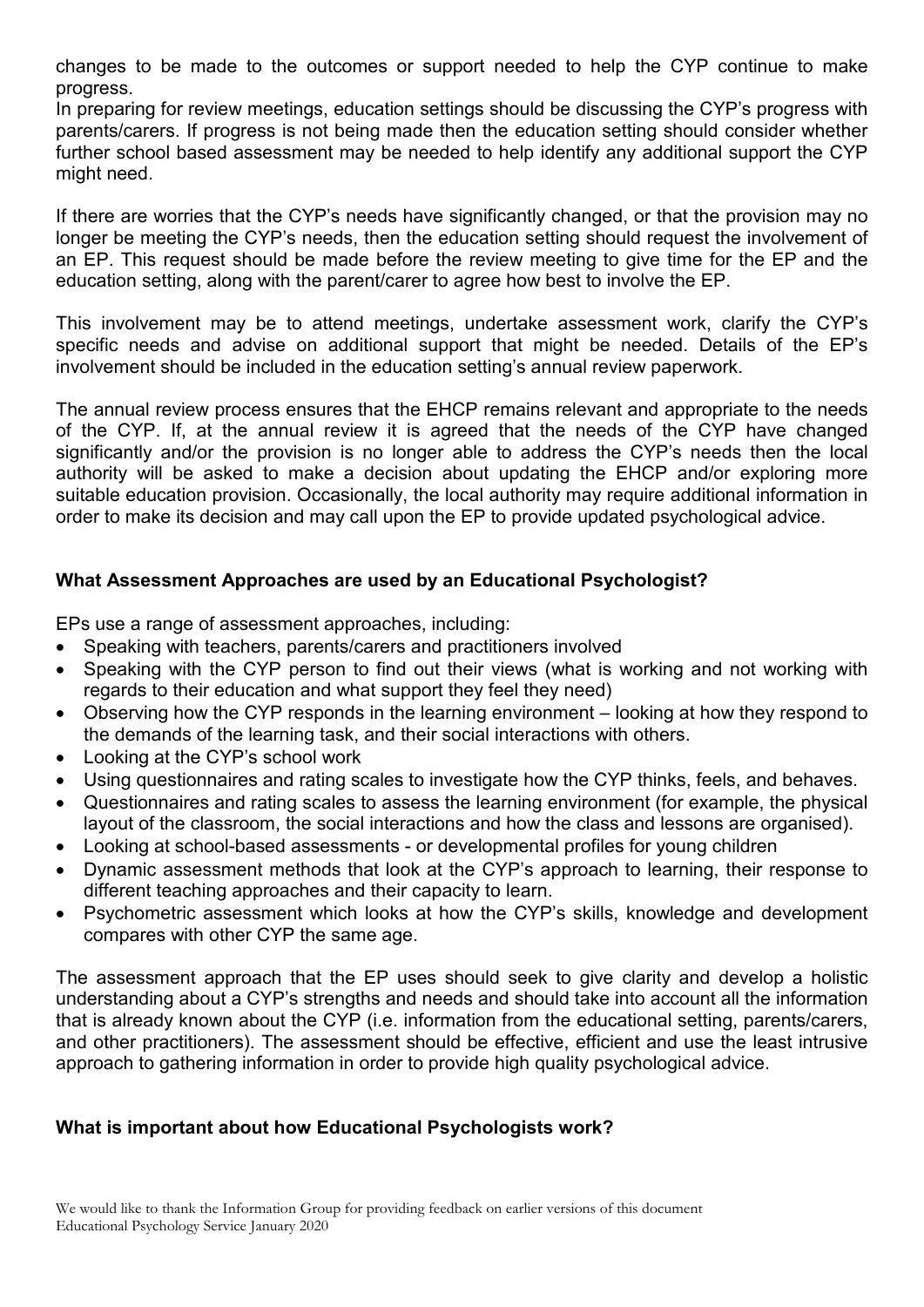changes to be made to the outcomes or support needed to help the CYP continue to make progress.

In preparing for review meetings, education settings should be discussing the CYP's progress with parents/carers. If progress is not being made then the education setting should consider whether further school based assessment may be needed to help identify any additional support the CYP might need.

If there are worries that the CYP's needs have significantly changed, or that the provision may no longer be meeting the CYP's needs, then the education setting should request the involvement of an EP. This request should be made before the review meeting to give time for the EP and the education setting, along with the parent/carer to agree how best to involve the EP.

This involvement may be to attend meetings, undertake assessment work, clarify the CYP's specific needs and advise on additional support that might be needed. Details of the EP's involvement should be included in the education setting's annual review paperwork.

The annual review process ensures that the EHCP remains relevant and appropriate to the needs of the CYP. If, at the annual review it is agreed that the needs of the CYP have changed significantly and/or the provision is no longer able to address the CYP's needs then the local authority will be asked to make a decision about updating the EHCP and/or exploring more suitable education provision. Occasionally, the local authority may require additional information in order to make its decision and may call upon the EP to provide updated psychological advice.

**What Assessment Approaches are used by an Educational Psychologist?**

EPs use a range of assessment approaches, including:

- Speaking with teachers, parents/carers and practitioners involved
- Speaking with the CYP person to find out their views (what is working and not working with regards to their education and what support they feel they need)
- Observing how the CYP responds in the learning environment – looking at how they respond to the demands of the learning task, and their social interactions with others.
- Looking at the CYP's school work
- Using questionnaires and rating scales to investigate how the CYP thinks, feels, and behaves.
- Questionnaires and rating scales to assess the learning environment (for example, the physical layout of the classroom, the social interactions and how the class and lessons are organised).
- Looking at school-based assessments - or developmental profiles for young children
- Dynamic assessment methods that look at the CYP's approach to learning, their response to different teaching approaches and their capacity to learn.
- Psychometric assessment which looks at how the CYP's skills, knowledge and development compares with other CYP the same age.

The assessment approach that the EP uses should seek to give clarity and develop a holistic understanding about a CYP's strengths and needs and should take into account all the information that is already known about the CYP (i.e. information from the educational setting, parents/carers, and other practitioners). The assessment should be effective, efficient and use the least intrusive approach to gathering information in order to provide high quality psychological advice.

**What is important about how Educational Psychologists work?**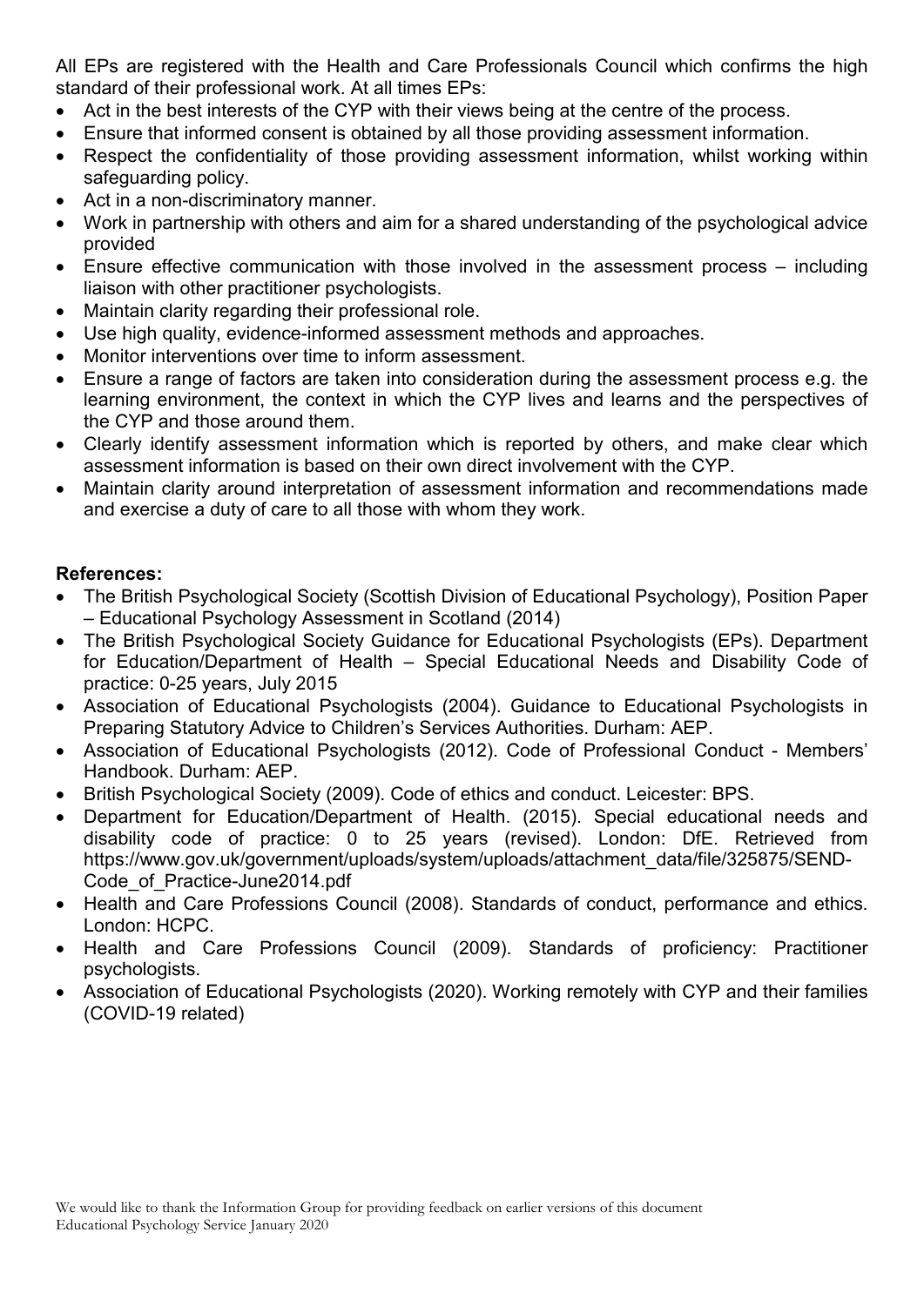All EPs are registered with the Health and Care Professionals Council which confirms the high standard of their professional work. At all times EPs:

- Act in the best interests of the CYP with their views being at the centre of the process.
- Ensure that informed consent is obtained by all those providing assessment information.
- Respect the confidentiality of those providing assessment information, whilst working within safeguarding policy.
- Act in a non-discriminatory manner.
- Work in partnership with others and aim for a shared understanding of the psychological advice provided
- Ensure effective communication with those involved in the assessment process – including liaison with other practitioner psychologists.
- Maintain clarity regarding their professional role.
- Use high quality, evidence-informed assessment methods and approaches.
- Monitor interventions over time to inform assessment.
- Ensure a range of factors are taken into consideration during the assessment process e.g. the learning environment, the context in which the CYP lives and learns and the perspectives of the CYP and those around them.
- Clearly identify assessment information which is reported by others, and make clear which assessment information is based on their own direct involvement with the CYP.
- Maintain clarity around interpretation of assessment information and recommendations made and exercise a duty of care to all those with whom they work.

**References:**

- The British Psychological Society (Scottish Division of Educational Psychology), Position Paper – Educational Psychology Assessment in Scotland (2014)
- The British Psychological Society Guidance for Educational Psychologists (EPs). Department for Education/Department of Health – Special Educational Needs and Disability Code of practice: 0-25 years, July 2015
- Association of Educational Psychologists (2004). Guidance to Educational Psychologists in Preparing Statutory Advice to Children's Services Authorities. Durham: AEP.
- Association of Educational Psychologists (2012). Code of Professional Conduct - Members' Handbook. Durham: AEP.
- British Psychological Society (2009). Code of ethics and conduct. Leicester: BPS.
- Department for Education/Department of Health. (2015). Special educational needs and disability code of practice: 0 to 25 years (revised). London: DfE. Retrieved from https://www.gov.uk/government/uploads/system/uploads/attachment_data/file/325875/SEND-Code_of_Practice-June2014.pdf
- Health and Care Professions Council (2008). Standards of conduct, performance and ethics. London: HCPC.
- Health and Care Professions Council (2009). Standards of proficiency: Practitioner psychologists.
- Association of Educational Psychologists (2020). Working remotely with CYP and their families (COVID-19 related)

We would like to thank the Information Group for providing feedback on earlier versions of this document
Educational Psychology Service January 2020